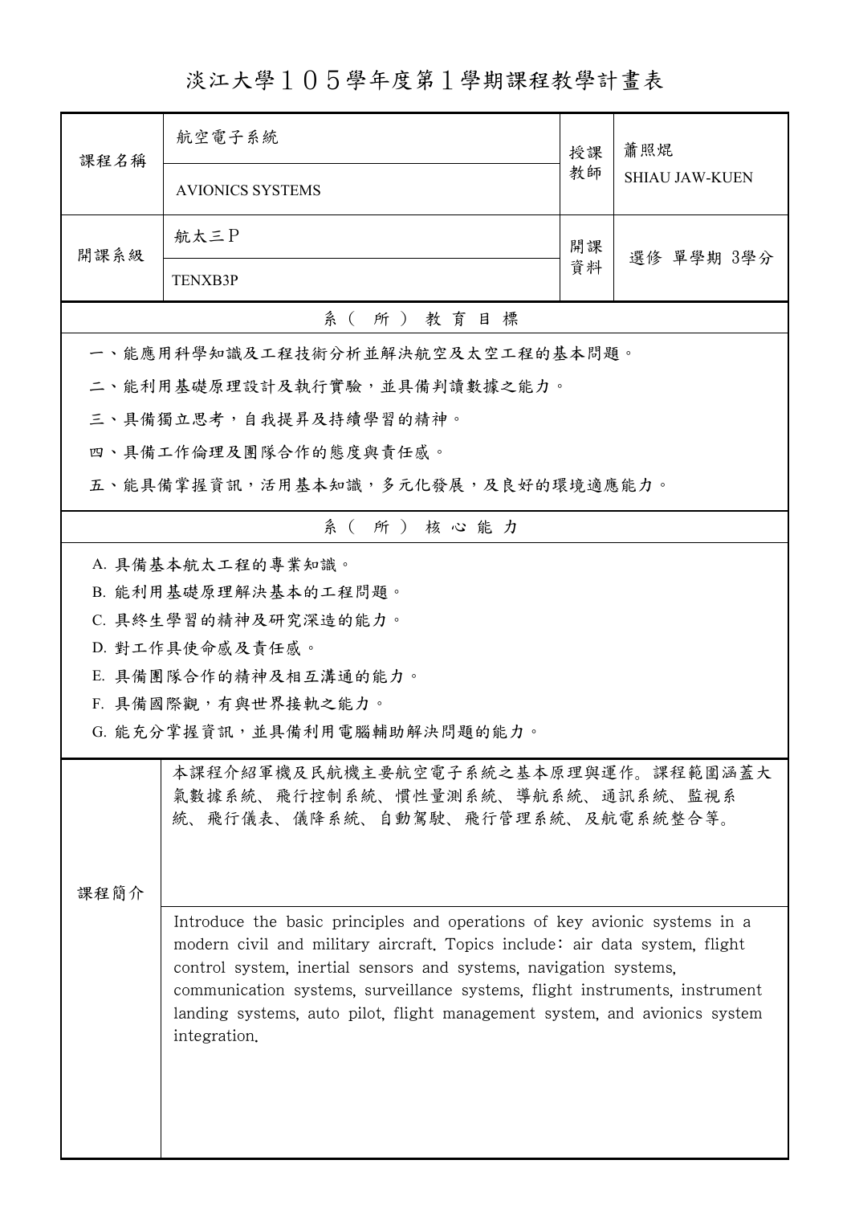# 淡江大學１０５學年度第１學期課程教學計畫表

| 課程名稱 | 航空電子系統<br>AVIONICS SYSTEMS | 授課教師 | 蕭照焜<br>SHIAU JAW-KUEN |
| --- | --- | --- | --- |
| 開課系級 | 航太三Ｐ<br>TENXB3P | 開課資料 | 選修 單學期 3學分 |

## 系（所）教育目標

一、能應用科學知識及工程技術分析並解決航空及太空工程的基本問題。

二、能利用基礎原理設計及執行實驗，並具備判讀數據之能力。

三、具備獨立思考，自我提昇及持續學習的精神。

四、具備工作倫理及團隊合作的態度與責任感。

五、能具備掌握資訊，活用基本知識，多元化發展，及良好的環境適應能力。

## 系（所）核心能力

A. 具備基本航太工程的專業知識。

B. 能利用基礎原理解決基本的工程問題。

C. 具終生學習的精神及研究深造的能力。

D. 對工作具使命感及責任感。

E. 具備團隊合作的精神及相互溝通的能力。

F. 具備國際觀，有與世界接軌之能力。

G. 能充分掌握資訊，並具備利用電腦輔助解決問題的能力。

## 課程簡介

本課程介紹軍機及民航機主要航空電子系統之基本原理與運作。課程範圍涵蓋大氣數據系統、飛行控制系統、慣性量測系統、導航系統、通訊系統、監視系統、飛行儀表、儀降系統、自動駕駛、飛行管理系統、及航電系統整合等。

Introduce the basic principles and operations of key avionic systems in a modern civil and military aircraft. Topics include: air data system, flight control system, inertial sensors and systems, navigation systems, communication systems, surveillance systems, flight instruments, instrument landing systems, auto pilot, flight management system, and avionics system integration.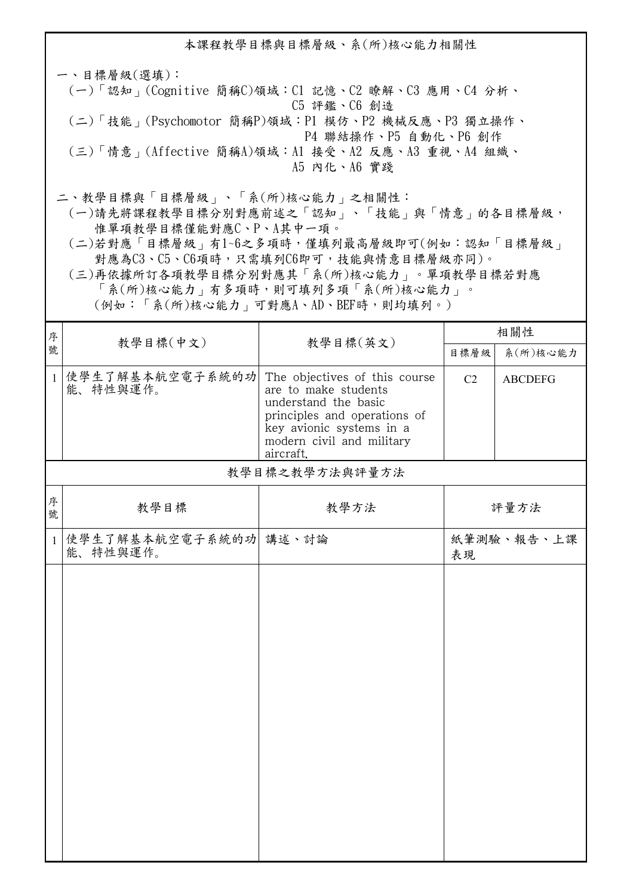## 本課程教學目標與目標層級、系(所)核心能力相關性

一、目標層級(選填)：

(一)「認知」(Cognitive 簡稱C)領域：C1 記憶、C2 瞭解、C3 應用、C4 分析、C5 評鑑、C6 創造

(二)「技能」(Psychomotor 簡稱P)領域：P1 模仿、P2 機械反應、P3 獨立操作、P4 聯結操作、P5 自動化、P6 創作

(三)「情意」(Affective 簡稱A)領域：A1 接受、A2 反應、A3 重視、A4 組織、A5 內化、A6 實踐

二、教學目標與「目標層級」、「系(所)核心能力」之相關性：

(一)請先將課程教學目標分別對應前述之「認知」、「技能」與「情意」的各目標層級，惟單項教學目標僅能對應C、P、A其中一項。

(二)若對應「目標層級」有1~6之多項時，僅填列最高層級即可(例如：認知「目標層級」對應為C3、C5、C6項時，只需填列C6即可，技能與情意目標層級亦同)。

(三)再依據所訂各項教學目標分別對應其「系(所)核心能力」。單項教學目標若對應「系(所)核心能力」有多項時，則可填列多項「系(所)核心能力」。(例如：「系(所)核心能力」可對應A、AD、BEF時，則均填列。)

| 序號 | 教學目標(中文) | 教學目標(英文) | 相關性 | |
|---|---|---|---|---|
| | | | 目標層級 | 系(所)核心能力 |
| 1 | 使學生了解基本航空電子系統的功能、特性與運作。 | The objectives of this course are to make students understand the basic principles and operations of key avionic systems in a modern civil and military aircraft. | C2 | ABCDEFG |

### 教學目標之教學方法與評量方法

| 序號 | 教學目標 | 教學方法 | 評量方法 |
|---|---|---|---|
| 1 | 使學生了解基本航空電子系統的功能、特性與運作。 | 講述、討論 | 紙筆測驗、報告、上課表現 |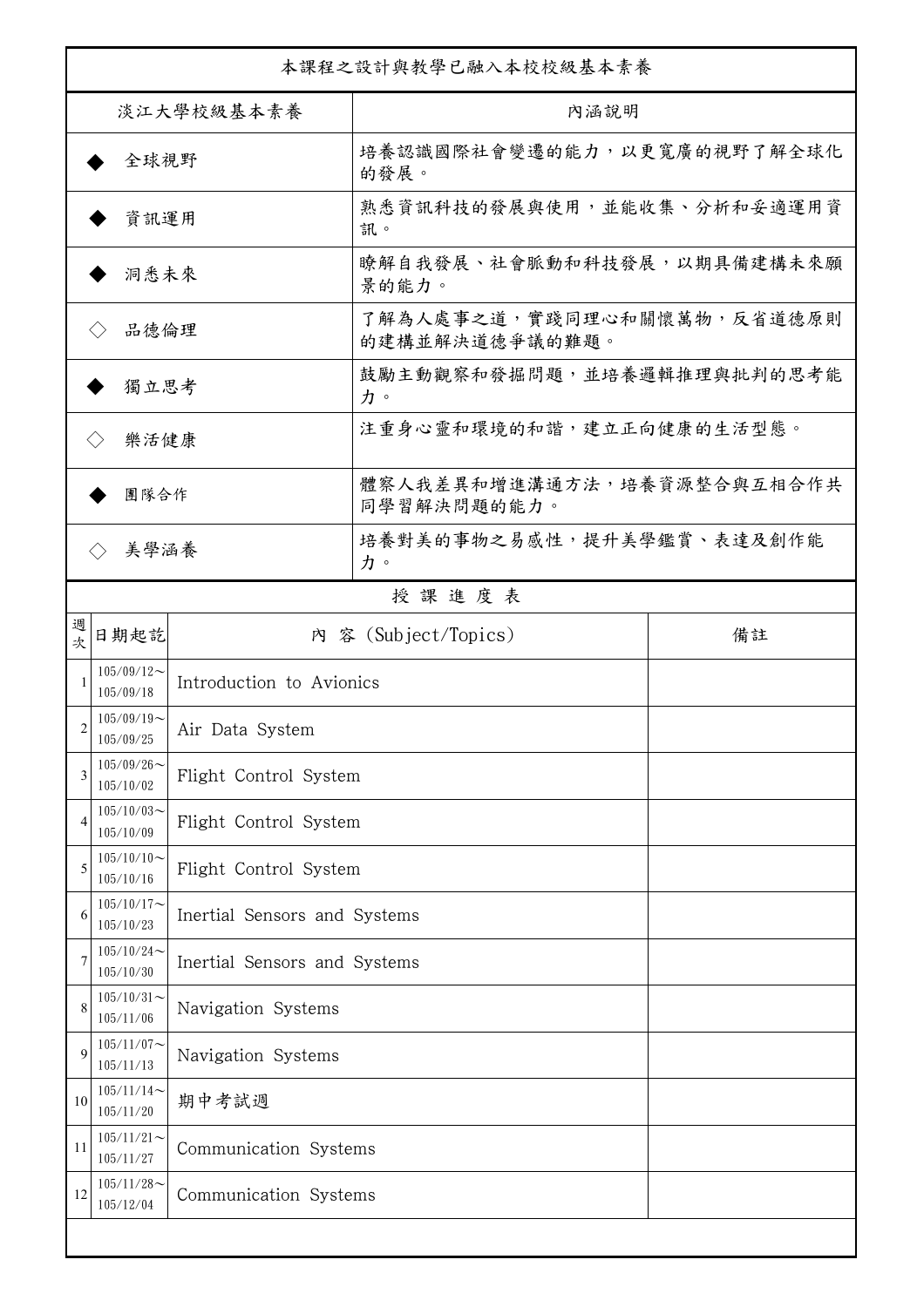| 本課程之設計與教學已融入本校校級基本素養 | |
|---|---|
| 淡江大學校級基本素養 | 內涵說明 |
| ◆ 全球視野 | 培養認識國際社會變遷的能力，以更寬廣的視野了解全球化的發展。 |
| ◆ 資訊運用 | 熟悉資訊科技的發展與使用，並能收集、分析和妥適運用資訊。 |
| ◆ 洞悉未來 | 瞭解自我發展、社會脈動和科技發展，以期具備建構未來願景的能力。 |
| ◇ 品德倫理 | 了解為人處事之道，實踐同理心和關懷萬物，反省道德原則的建構並解決道德爭議的難題。 |
| ◆ 獨立思考 | 鼓勵主動觀察和發掘問題，並培養邏輯推理與批判的思考能力。 |
| ◇ 樂活健康 | 注重身心靈和環境的和諧，建立正向健康的生活型態。 |
| ◆ 團隊合作 | 體察人我差異和增進溝通方法，培養資源整合與互相合作共同學習解決問題的能力。 |
| ◇ 美學涵養 | 培養對美的事物之易感性，提升美學鑑賞、表達及創作能力。 |

授 課 進 度 表

| 週次 | 日期起訖 | 內 容 (Subject/Topics) | 備註 |
|---|---|---|---|
| 1 | 105/09/12～105/09/18 | Introduction to Avionics | |
| 2 | 105/09/19～105/09/25 | Air Data System | |
| 3 | 105/09/26～105/10/02 | Flight Control System | |
| 4 | 105/10/03～105/10/09 | Flight Control System | |
| 5 | 105/10/10～105/10/16 | Flight Control System | |
| 6 | 105/10/17～105/10/23 | Inertial Sensors and Systems | |
| 7 | 105/10/24～105/10/30 | Inertial Sensors and Systems | |
| 8 | 105/10/31～105/11/06 | Navigation Systems | |
| 9 | 105/11/07～105/11/13 | Navigation Systems | |
| 10 | 105/11/14～105/11/20 | 期中考試週 | |
| 11 | 105/11/21～105/11/27 | Communication Systems | |
| 12 | 105/11/28～105/12/04 | Communication Systems | |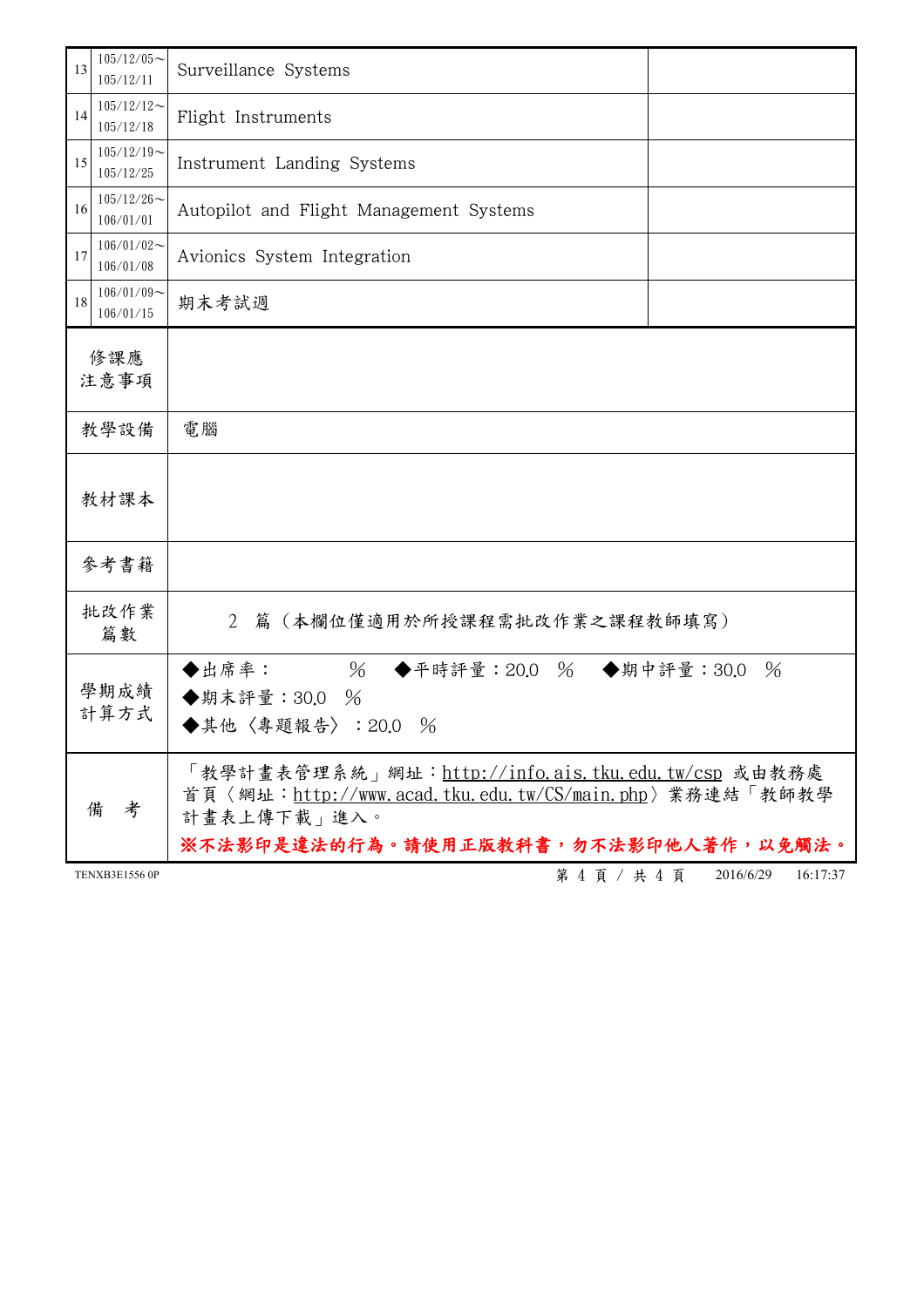| | | | |
|---|---|---|---|
| 13 | 105/12/05～<br>105/12/11 | Surveillance Systems | |
| 14 | 105/12/12～<br>105/12/18 | Flight Instruments | |
| 15 | 105/12/19～<br>105/12/25 | Instrument Landing Systems | |
| 16 | 105/12/26～<br>106/01/01 | Autopilot and Flight Management Systems | |
| 17 | 106/01/02～<br>106/01/08 | Avionics System Integration | |
| 18 | 106/01/09～<br>106/01/15 | 期末考試週 | |

| | |
|---|---|
| 修課應注意事項 | |
| 教學設備 | 電腦 |
| 教材課本 | |
| 參考書籍 | |
| 批改作業篇數 | 2 篇（本欄位僅適用於所授課程需批改作業之課程教師填寫） |
| 學期成績計算方式 | ◆出席率：　　%　◆平時評量：20.0 %　◆期中評量：30.0 %<br>◆期末評量：30.0 %<br>◆其他〈專題報告〉：20.0 % |
| 備　考 | 「教學計畫表管理系統」網址：http://info.ais.tku.edu.tw/csp 或由教務處首頁〈網址：http://www.acad.tku.edu.tw/CS/main.php〉業務連結「教師教學計畫表上傳下載」進入。<br>**※不法影印是違法的行為。請使用正版教科書，勿不法影印他人著作，以免觸法。** |

TENXB3E1556 0P　　2016/6/29　16:17:37